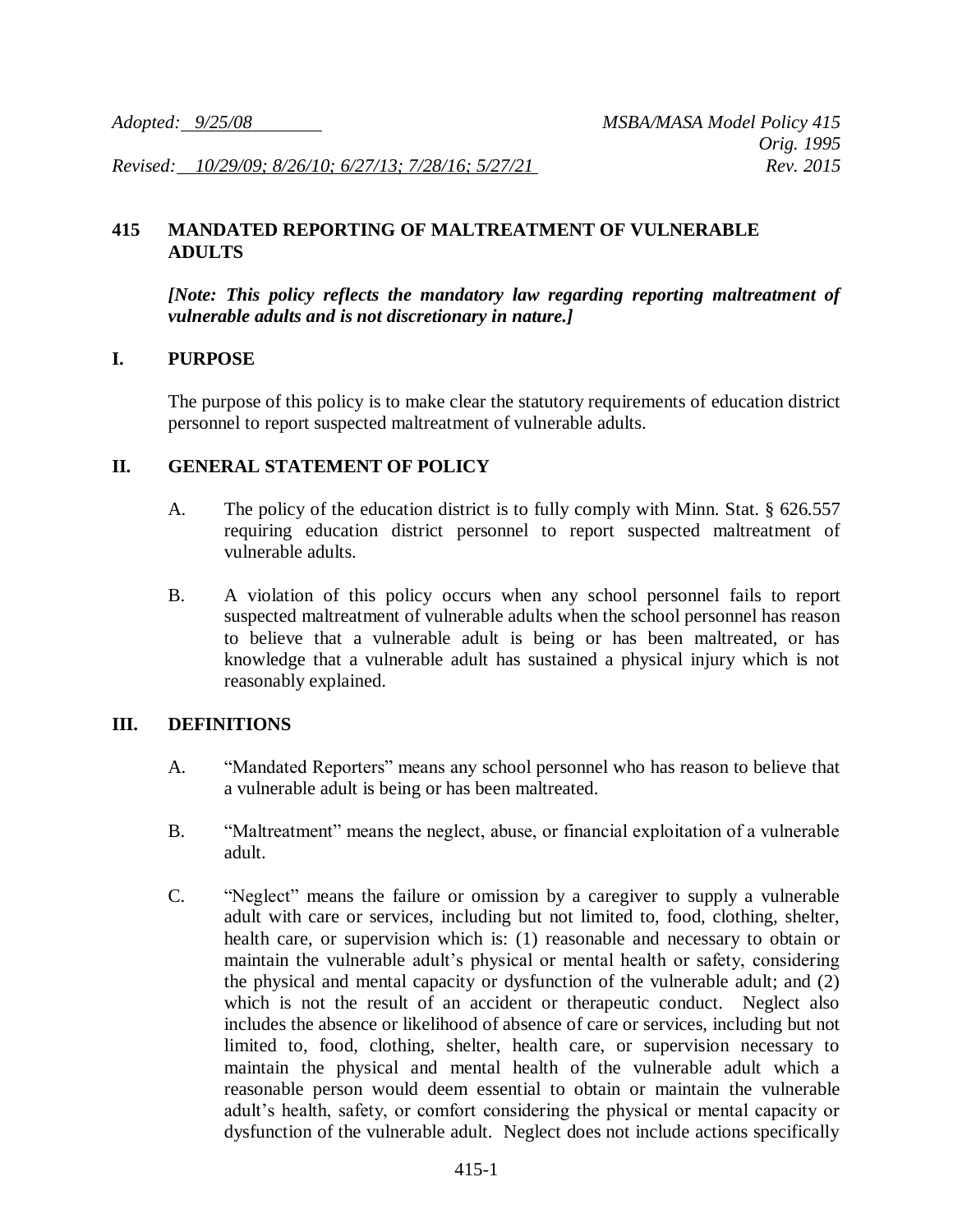*Adopted: 9/25/08* *MSBA/MASA Model Policy 415*
*Orig. 1995*
*Revised: 10/29/09; 8/26/10; 6/27/13; 7/28/16; 5/27/21* *Rev. 2015*

# 415 MANDATED REPORTING OF MALTREATMENT OF VULNERABLE ADULTS

***[Note: This policy reflects the mandatory law regarding reporting maltreatment of vulnerable adults and is not discretionary in nature.]***

## I. PURPOSE

The purpose of this policy is to make clear the statutory requirements of education district personnel to report suspected maltreatment of vulnerable adults.

## II. GENERAL STATEMENT OF POLICY

A. The policy of the education district is to fully comply with Minn. Stat. § 626.557 requiring education district personnel to report suspected maltreatment of vulnerable adults.

B. A violation of this policy occurs when any school personnel fails to report suspected maltreatment of vulnerable adults when the school personnel has reason to believe that a vulnerable adult is being or has been maltreated, or has knowledge that a vulnerable adult has sustained a physical injury which is not reasonably explained.

## III. DEFINITIONS

A. "Mandated Reporters" means any school personnel who has reason to believe that a vulnerable adult is being or has been maltreated.

B. "Maltreatment" means the neglect, abuse, or financial exploitation of a vulnerable adult.

C. "Neglect" means the failure or omission by a caregiver to supply a vulnerable adult with care or services, including but not limited to, food, clothing, shelter, health care, or supervision which is: (1) reasonable and necessary to obtain or maintain the vulnerable adult's physical or mental health or safety, considering the physical and mental capacity or dysfunction of the vulnerable adult; and (2) which is not the result of an accident or therapeutic conduct. Neglect also includes the absence or likelihood of absence of care or services, including but not limited to, food, clothing, shelter, health care, or supervision necessary to maintain the physical and mental health of the vulnerable adult which a reasonable person would deem essential to obtain or maintain the vulnerable adult's health, safety, or comfort considering the physical or mental capacity or dysfunction of the vulnerable adult. Neglect does not include actions specifically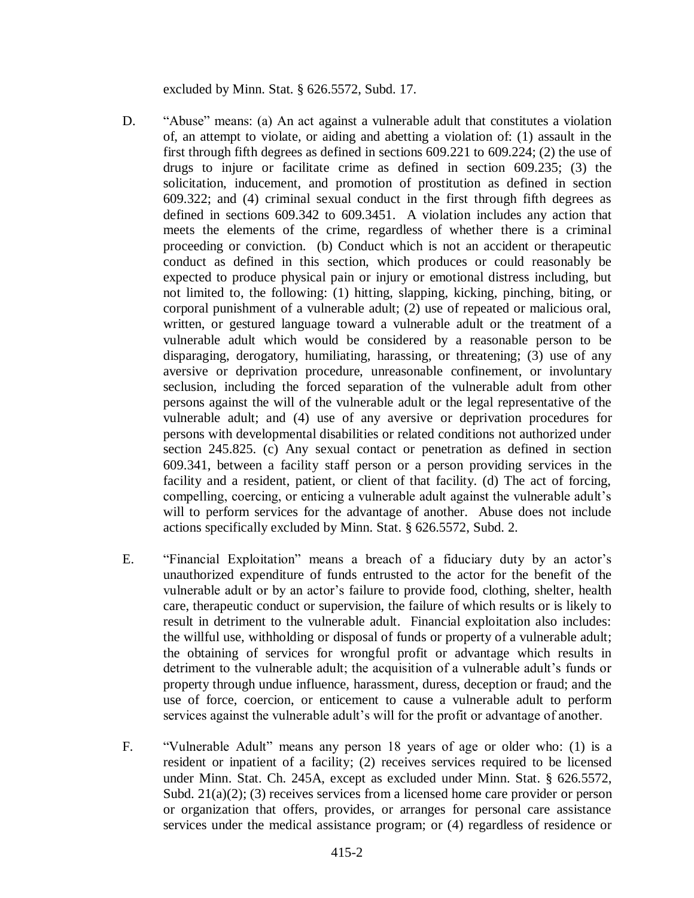excluded by Minn. Stat. § 626.5572, Subd. 17.

D. "Abuse" means: (a) An act against a vulnerable adult that constitutes a violation of, an attempt to violate, or aiding and abetting a violation of: (1) assault in the first through fifth degrees as defined in sections 609.221 to 609.224; (2) the use of drugs to injure or facilitate crime as defined in section 609.235; (3) the solicitation, inducement, and promotion of prostitution as defined in section 609.322; and (4) criminal sexual conduct in the first through fifth degrees as defined in sections 609.342 to 609.3451. A violation includes any action that meets the elements of the crime, regardless of whether there is a criminal proceeding or conviction. (b) Conduct which is not an accident or therapeutic conduct as defined in this section, which produces or could reasonably be expected to produce physical pain or injury or emotional distress including, but not limited to, the following: (1) hitting, slapping, kicking, pinching, biting, or corporal punishment of a vulnerable adult; (2) use of repeated or malicious oral, written, or gestured language toward a vulnerable adult or the treatment of a vulnerable adult which would be considered by a reasonable person to be disparaging, derogatory, humiliating, harassing, or threatening; (3) use of any aversive or deprivation procedure, unreasonable confinement, or involuntary seclusion, including the forced separation of the vulnerable adult from other persons against the will of the vulnerable adult or the legal representative of the vulnerable adult; and (4) use of any aversive or deprivation procedures for persons with developmental disabilities or related conditions not authorized under section 245.825. (c) Any sexual contact or penetration as defined in section 609.341, between a facility staff person or a person providing services in the facility and a resident, patient, or client of that facility. (d) The act of forcing, compelling, coercing, or enticing a vulnerable adult against the vulnerable adult's will to perform services for the advantage of another. Abuse does not include actions specifically excluded by Minn. Stat. § 626.5572, Subd. 2.

E. "Financial Exploitation" means a breach of a fiduciary duty by an actor's unauthorized expenditure of funds entrusted to the actor for the benefit of the vulnerable adult or by an actor's failure to provide food, clothing, shelter, health care, therapeutic conduct or supervision, the failure of which results or is likely to result in detriment to the vulnerable adult. Financial exploitation also includes: the willful use, withholding or disposal of funds or property of a vulnerable adult; the obtaining of services for wrongful profit or advantage which results in detriment to the vulnerable adult; the acquisition of a vulnerable adult's funds or property through undue influence, harassment, duress, deception or fraud; and the use of force, coercion, or enticement to cause a vulnerable adult to perform services against the vulnerable adult's will for the profit or advantage of another.

F. "Vulnerable Adult" means any person 18 years of age or older who: (1) is a resident or inpatient of a facility; (2) receives services required to be licensed under Minn. Stat. Ch. 245A, except as excluded under Minn. Stat. § 626.5572, Subd. 21(a)(2); (3) receives services from a licensed home care provider or person or organization that offers, provides, or arranges for personal care assistance services under the medical assistance program; or (4) regardless of residence or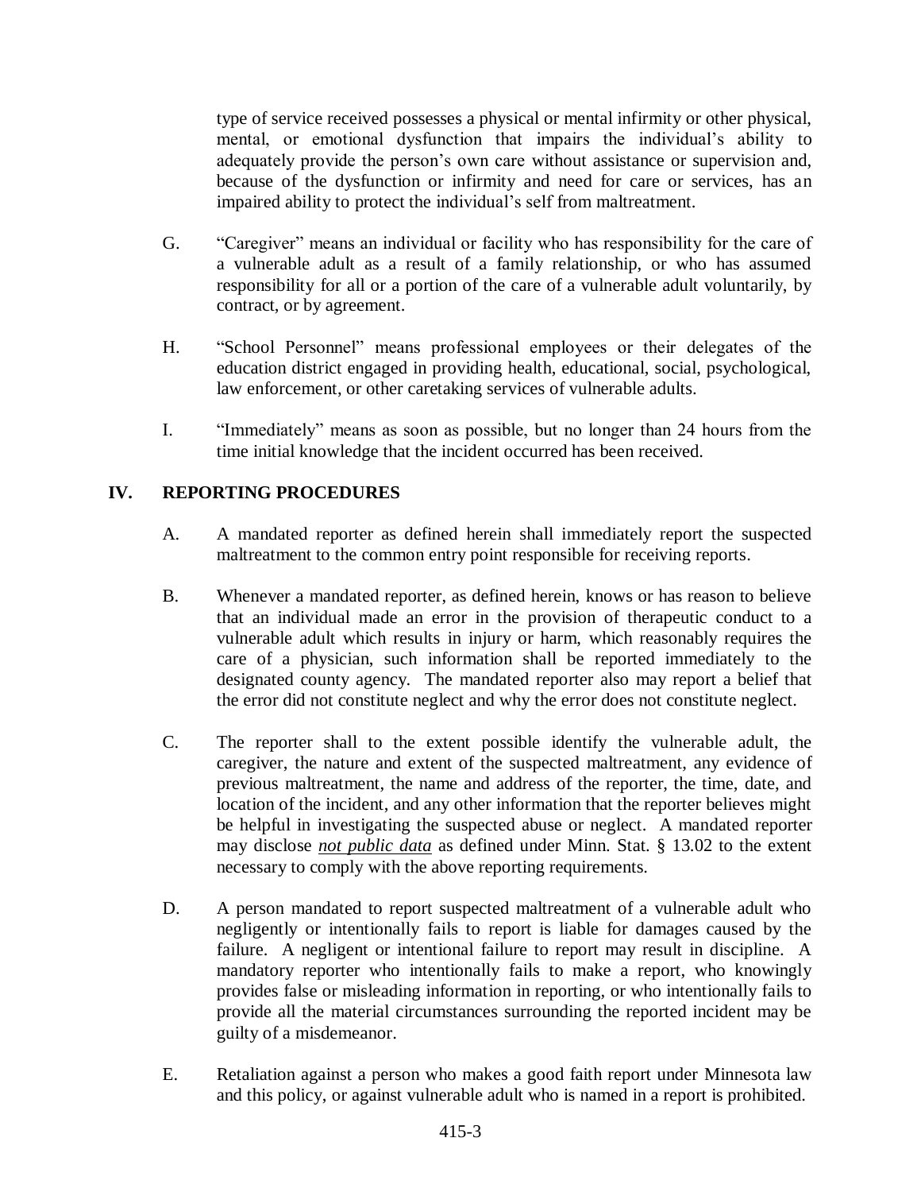type of service received possesses a physical or mental infirmity or other physical, mental, or emotional dysfunction that impairs the individual's ability to adequately provide the person's own care without assistance or supervision and, because of the dysfunction or infirmity and need for care or services, has an impaired ability to protect the individual's self from maltreatment.

G. "Caregiver" means an individual or facility who has responsibility for the care of a vulnerable adult as a result of a family relationship, or who has assumed responsibility for all or a portion of the care of a vulnerable adult voluntarily, by contract, or by agreement.

H. "School Personnel" means professional employees or their delegates of the education district engaged in providing health, educational, social, psychological, law enforcement, or other caretaking services of vulnerable adults.

I. "Immediately" means as soon as possible, but no longer than 24 hours from the time initial knowledge that the incident occurred has been received.

## IV. REPORTING PROCEDURES

A. A mandated reporter as defined herein shall immediately report the suspected maltreatment to the common entry point responsible for receiving reports.

B. Whenever a mandated reporter, as defined herein, knows or has reason to believe that an individual made an error in the provision of therapeutic conduct to a vulnerable adult which results in injury or harm, which reasonably requires the care of a physician, such information shall be reported immediately to the designated county agency. The mandated reporter also may report a belief that the error did not constitute neglect and why the error does not constitute neglect.

C. The reporter shall to the extent possible identify the vulnerable adult, the caregiver, the nature and extent of the suspected maltreatment, any evidence of previous maltreatment, the name and address of the reporter, the time, date, and location of the incident, and any other information that the reporter believes might be helpful in investigating the suspected abuse or neglect. A mandated reporter may disclose ***not public data*** as defined under Minn. Stat. § 13.02 to the extent necessary to comply with the above reporting requirements.

D. A person mandated to report suspected maltreatment of a vulnerable adult who negligently or intentionally fails to report is liable for damages caused by the failure. A negligent or intentional failure to report may result in discipline. A mandatory reporter who intentionally fails to make a report, who knowingly provides false or misleading information in reporting, or who intentionally fails to provide all the material circumstances surrounding the reported incident may be guilty of a misdemeanor.

E. Retaliation against a person who makes a good faith report under Minnesota law and this policy, or against vulnerable adult who is named in a report is prohibited.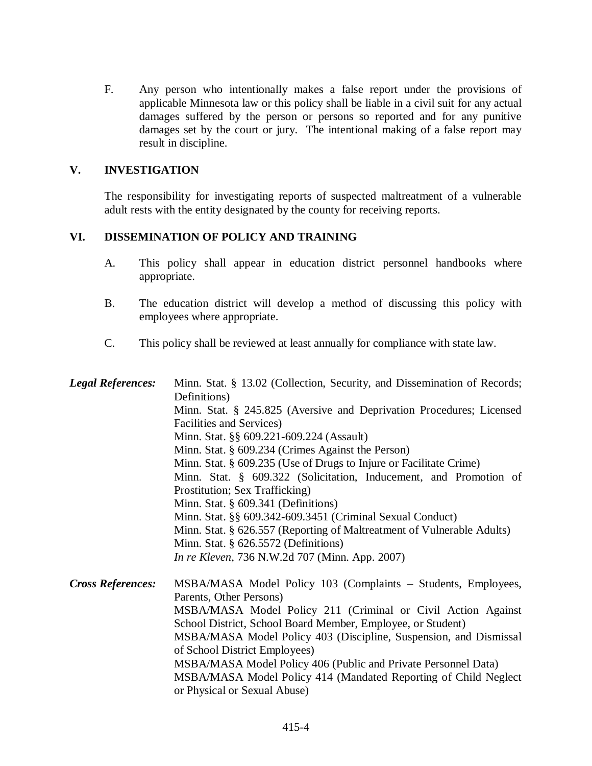F. Any person who intentionally makes a false report under the provisions of applicable Minnesota law or this policy shall be liable in a civil suit for any actual damages suffered by the person or persons so reported and for any punitive damages set by the court or jury. The intentional making of a false report may result in discipline.

## V. INVESTIGATION

The responsibility for investigating reports of suspected maltreatment of a vulnerable adult rests with the entity designated by the county for receiving reports.

## VI. DISSEMINATION OF POLICY AND TRAINING

A. This policy shall appear in education district personnel handbooks where appropriate.

B. The education district will develop a method of discussing this policy with employees where appropriate.

C. This policy shall be reviewed at least annually for compliance with state law.

***Legal References:***

Minn. Stat. § 13.02 (Collection, Security, and Dissemination of Records; Definitions)
Minn. Stat. § 245.825 (Aversive and Deprivation Procedures; Licensed Facilities and Services)
Minn. Stat. §§ 609.221-609.224 (Assault)
Minn. Stat. § 609.234 (Crimes Against the Person)
Minn. Stat. § 609.235 (Use of Drugs to Injure or Facilitate Crime)
Minn. Stat. § 609.322 (Solicitation, Inducement, and Promotion of Prostitution; Sex Trafficking)
Minn. Stat. § 609.341 (Definitions)
Minn. Stat. §§ 609.342-609.3451 (Criminal Sexual Conduct)
Minn. Stat. § 626.557 (Reporting of Maltreatment of Vulnerable Adults)
Minn. Stat. § 626.5572 (Definitions)
*In re Kleven*, 736 N.W.2d 707 (Minn. App. 2007)

***Cross References:***

MSBA/MASA Model Policy 103 (Complaints – Students, Employees, Parents, Other Persons)
MSBA/MASA Model Policy 211 (Criminal or Civil Action Against School District, School Board Member, Employee, or Student)
MSBA/MASA Model Policy 403 (Discipline, Suspension, and Dismissal of School District Employees)
MSBA/MASA Model Policy 406 (Public and Private Personnel Data)
MSBA/MASA Model Policy 414 (Mandated Reporting of Child Neglect or Physical or Sexual Abuse)